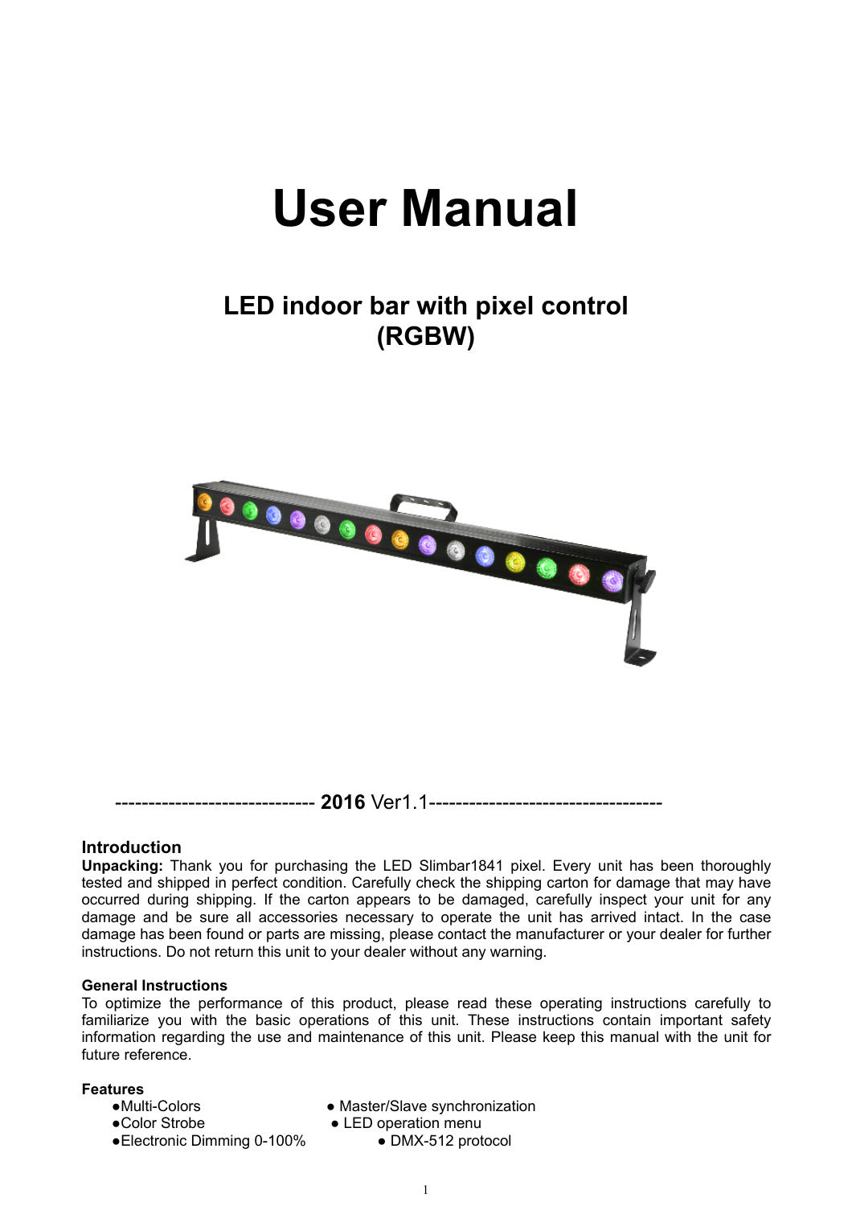# User Manual

## LED indoor bar with pixel control (RGBW)

------------------------------ **2016** Ver1.1-----------------------------------

### Introduction

**Unpacking:** Thank you for purchasing the LED Slimbar1841 pixel. Every unit has been thoroughly tested and shipped in perfect condition. Carefully check the shipping carton for damage that may have occurred during shipping. If the carton appears to be damaged, carefully inspect your unit for any damage and be sure all accessories necessary to operate the unit has arrived intact. In the case damage has been found or parts are missing, please contact the manufacturer or your dealer for further instructions. Do not return this unit to your dealer without any warning.

#### General Instructions

To optimize the performance of this product, please read these operating instructions carefully to familiarize you with the basic operations of this unit. These instructions contain important safety information regarding the use and maintenance of this unit. Please keep this manual with the unit for future reference.

#### Features

- Multi-Colors
- Color Strobe
- Electronic Dimming 0-100%
- Master/Slave synchronization
- LED operation menu
- DMX-512 protocol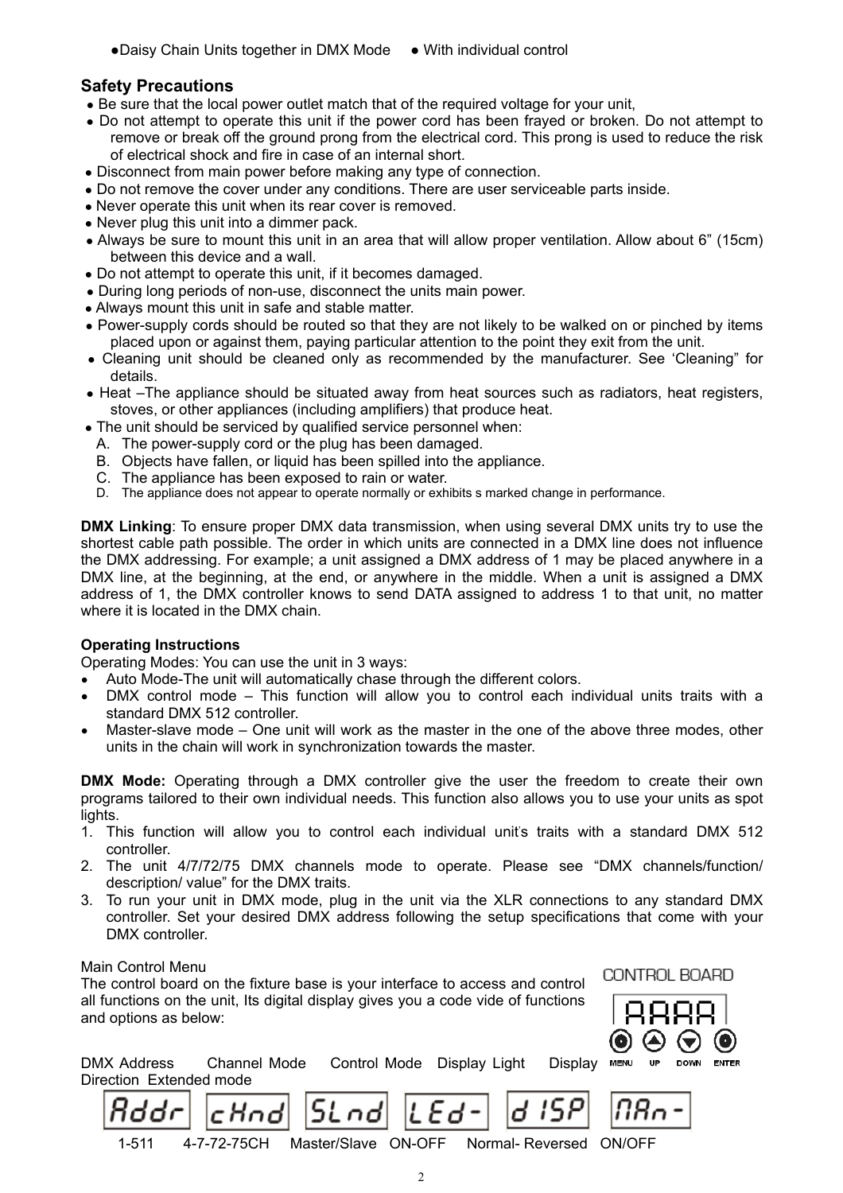●Daisy Chain Units together in DMX Mode ● With individual control

## Safety Precautions

- Be sure that the local power outlet match that of the required voltage for your unit,
- Do not attempt to operate this unit if the power cord has been frayed or broken. Do not attempt to remove or break off the ground prong from the electrical cord. This prong is used to reduce the risk of electrical shock and fire in case of an internal short.
- Disconnect from main power before making any type of connection.
- Do not remove the cover under any conditions. There are user serviceable parts inside.
- Never operate this unit when its rear cover is removed.
- Never plug this unit into a dimmer pack.
- Always be sure to mount this unit in an area that will allow proper ventilation. Allow about 6" (15cm) between this device and a wall.
- Do not attempt to operate this unit, if it becomes damaged.
- During long periods of non-use, disconnect the units main power.
- Always mount this unit in safe and stable matter.
- Power-supply cords should be routed so that they are not likely to be walked on or pinched by items placed upon or against them, paying particular attention to the point they exit from the unit.
- Cleaning unit should be cleaned only as recommended by the manufacturer. See 'Cleaning" for details.
- Heat –The appliance should be situated away from heat sources such as radiators, heat registers, stoves, or other appliances (including amplifiers) that produce heat.
- The unit should be serviced by qualified service personnel when:
  - A. The power-supply cord or the plug has been damaged.
  - B. Objects have fallen, or liquid has been spilled into the appliance.
  - C. The appliance has been exposed to rain or water.
  - D. The appliance does not appear to operate normally or exhibits s marked change in performance.

**DMX Linking**: To ensure proper DMX data transmission, when using several DMX units try to use the shortest cable path possible. The order in which units are connected in a DMX line does not influence the DMX addressing. For example; a unit assigned a DMX address of 1 may be placed anywhere in a DMX line, at the beginning, at the end, or anywhere in the middle. When a unit is assigned a DMX address of 1, the DMX controller knows to send DATA assigned to address 1 to that unit, no matter where it is located in the DMX chain.

**Operating Instructions**

Operating Modes: You can use the unit in 3 ways:

- Auto Mode-The unit will automatically chase through the different colors.
- DMX control mode – This function will allow you to control each individual units traits with a standard DMX 512 controller.
- Master-slave mode – One unit will work as the master in the one of the above three modes, other units in the chain will work in synchronization towards the master.

**DMX Mode:** Operating through a DMX controller give the user the freedom to create their own programs tailored to their own individual needs. This function also allows you to use your units as spot lights.

1. This function will allow you to control each individual unit's traits with a standard DMX 512 controller.
2. The unit 4/7/72/75 DMX channels mode to operate. Please see "DMX channels/function/ description/ value" for the DMX traits.
3. To run your unit in DMX mode, plug in the unit via the XLR connections to any standard DMX controller. Set your desired DMX address following the setup specifications that come with your DMX controller.

Main Control Menu

The control board on the fixture base is your interface to access and control all functions on the unit, Its digital display gives you a code vide of functions and options as below:

CONTROL BOARD

AAAA

MENU UP DOWN ENTER

| DMX Address | Channel Mode | Control Mode | Display Light | Display Direction | Extended mode |
|---|---|---|---|---|---|
| Addr | cHnd | SLnd | LEd- | dISP | nAn- |
| 1-511 | 4-7-72-75CH | Master/Slave | ON-OFF | Normal- Reversed | ON/OFF |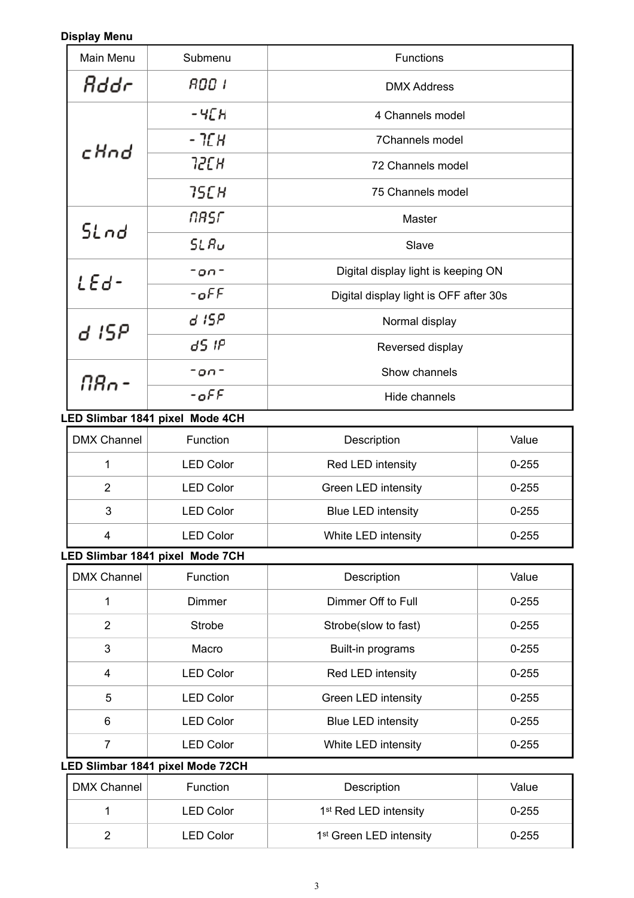**Display Menu**

| Main Menu | Submenu | Functions |
|---|---|---|
| Addr | A001 | DMX Address |
| cHnd | -4CH | 4 Channels model |
| | -7CH | 7Channels model |
| | 72CH | 72 Channels model |
| | 75CH | 75 Channels model |
| SLnd | nASr | Master |
| | SLAu | Slave |
| LEd- | -on- | Digital display light is keeping ON |
| | -oFF | Digital display light is OFF after 30s |
| d ISP | d ISP | Normal display |
| | dS IP | Reversed display |
| nAn- | -on- | Show channels |
| | -oFF | Hide channels |

**LED Slimbar 1841 pixel Mode 4CH**

| DMX Channel | Function | Description | Value |
|---|---|---|---|
| 1 | LED Color | Red LED intensity | 0-255 |
| 2 | LED Color | Green LED intensity | 0-255 |
| 3 | LED Color | Blue LED intensity | 0-255 |
| 4 | LED Color | White LED intensity | 0-255 |

**LED Slimbar 1841 pixel Mode 7CH**

| DMX Channel | Function | Description | Value |
|---|---|---|---|
| 1 | Dimmer | Dimmer Off to Full | 0-255 |
| 2 | Strobe | Strobe(slow to fast) | 0-255 |
| 3 | Macro | Built-in programs | 0-255 |
| 4 | LED Color | Red LED intensity | 0-255 |
| 5 | LED Color | Green LED intensity | 0-255 |
| 6 | LED Color | Blue LED intensity | 0-255 |
| 7 | LED Color | White LED intensity | 0-255 |

**LED Slimbar 1841 pixel Mode 72CH**

| DMX Channel | Function | Description | Value |
|---|---|---|---|
| 1 | LED Color | 1st Red LED intensity | 0-255 |
| 2 | LED Color | 1st Green LED intensity | 0-255 |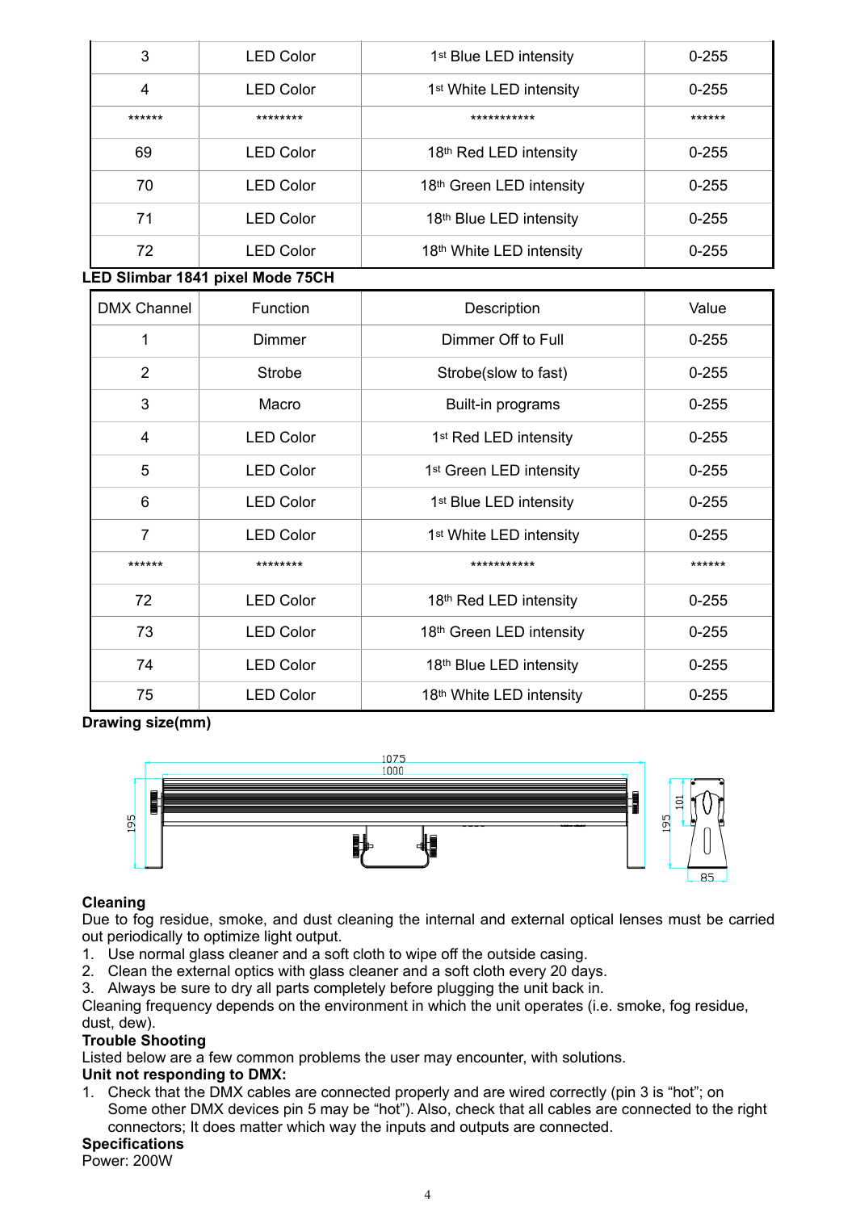| 3 | LED Color | 1st Blue LED intensity | 0-255 |
|---|---|---|---|
| 4 | LED Color | 1st White LED intensity | 0-255 |
| ****** | ******** | *********** | ****** |
| 69 | LED Color | 18th Red LED intensity | 0-255 |
| 70 | LED Color | 18th Green LED intensity | 0-255 |
| 71 | LED Color | 18th Blue LED intensity | 0-255 |
| 72 | LED Color | 18th White LED intensity | 0-255 |

**LED Slimbar 1841 pixel Mode 75CH**

| DMX Channel | Function | Description | Value |
|---|---|---|---|
| 1 | Dimmer | Dimmer Off to Full | 0-255 |
| 2 | Strobe | Strobe(slow to fast) | 0-255 |
| 3 | Macro | Built-in programs | 0-255 |
| 4 | LED Color | 1st Red LED intensity | 0-255 |
| 5 | LED Color | 1st Green LED intensity | 0-255 |
| 6 | LED Color | 1st Blue LED intensity | 0-255 |
| 7 | LED Color | 1st White LED intensity | 0-255 |
| ****** | ******** | *********** | ****** |
| 72 | LED Color | 18th Red LED intensity | 0-255 |
| 73 | LED Color | 18th Green LED intensity | 0-255 |
| 74 | LED Color | 18th Blue LED intensity | 0-255 |
| 75 | LED Color | 18th White LED intensity | 0-255 |

**Drawing size(mm)**

1075
1000
195
195
101
85

**Cleaning**

Due to fog residue, smoke, and dust cleaning the internal and external optical lenses must be carried out periodically to optimize light output.

1. Use normal glass cleaner and a soft cloth to wipe off the outside casing.
2. Clean the external optics with glass cleaner and a soft cloth every 20 days.
3. Always be sure to dry all parts completely before plugging the unit back in.

Cleaning frequency depends on the environment in which the unit operates (i.e. smoke, fog residue, dust, dew).

**Trouble Shooting**

Listed below are a few common problems the user may encounter, with solutions.

**Unit not responding to DMX:**

1. Check that the DMX cables are connected properly and are wired correctly (pin 3 is "hot"; on Some other DMX devices pin 5 may be "hot"). Also, check that all cables are connected to the right connectors; It does matter which way the inputs and outputs are connected.

**Specifications**

Power: 200W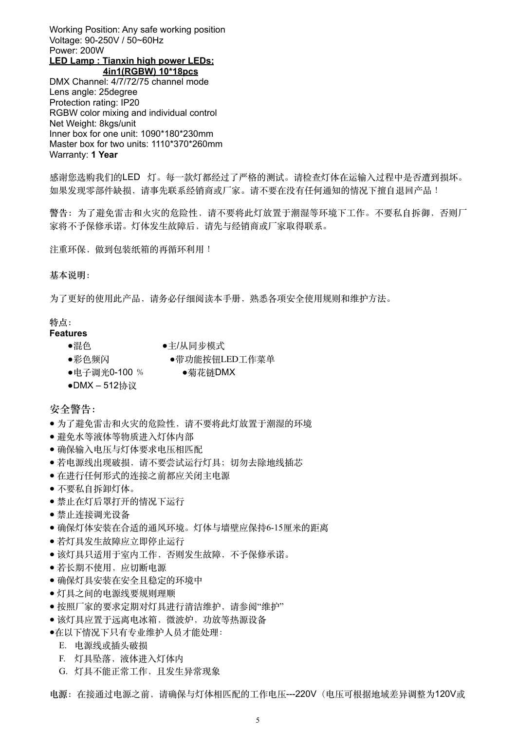Working Position: Any safe working position
Voltage: 90-250V / 50~60Hz
Power: 200W
**LED Lamp : Tianxin high power LEDs;**
**4in1(RGBW) 10*18pcs**
DMX Channel: 4/7/72/75 channel mode
Lens angle: 25degree
Protection rating: IP20
RGBW color mixing and individual control
Net Weight: 8kgs/unit
Inner box for one unit: 1090*180*230mm
Master box for two units: 1110*370*260mm
Warranty: **1 Year**

感谢您选购我们的LED 灯。每一款灯都经过了严格的测试。请检查灯体在运输入过程中是否遭到损坏。如果发现零部件缺损，请事先联系经销商或厂家。请不要在没有任何通知的情况下擅自退回产品！

警告：为了避免雷击和火灾的危险性，请不要将此灯放置于潮湿等环境下工作。不要私自拆御，否则厂家将不予保修承诺。灯体发生故障后，请先与经销商或厂家取得联系。

注重环保，做到包装纸箱的再循环利用！

基本说明：

为了更好的使用此产品，请务必仔细阅读本手册，熟悉各项安全使用规则和维护方法。

特点：
**Features**

- 混色
- 主/从同步模式
- 彩色频闪
- 带功能按钮LED工作菜单
- 电子调光0-100 ％
- 菊花链DMX
- DMX – 512协议

## 安全警告：

- 为了避免雷击和火灾的危险性，请不要将此灯放置于潮湿的环境
- 避免水等液体等物质进入灯体内部
- 确保输入电压与灯体要求电压相匹配
- 若电源线出现破损，请不要尝试运行灯具；切勿去除地线插芯
- 在进行任何形式的连接之前都应关闭主电源
- 不要私自拆卸灯体。
- 禁止在灯后罩打开的情况下运行
- 禁止连接调光设备
- 确保灯体安装在合适的通风环境。灯体与墙壁应保持6-15厘米的距离
- 若灯具发生故障应立即停止运行
- 该灯具只适用于室内工作，否则发生故障，不予保修承诺。
- 若长期不使用，应切断电源
- 确保灯具安装在安全且稳定的环境中
- 灯具之间的电源线要规则理顺
- 按照厂家的要求定期对灯具进行清洁维护，请参阅"维护"
- 该灯具应置于远离电冰箱，微波炉，功放等热源设备
- 在以下情况下只有专业维护人员才能处理：
  E. 电源线或插头破损
  F. 灯具坠落，液体进入灯体内
  G. 灯具不能正常工作，且发生异常现象

**电源**：在接通过电源之前，请确保与灯体相匹配的工作电压---220V（电压可根据地域差异调整为120V或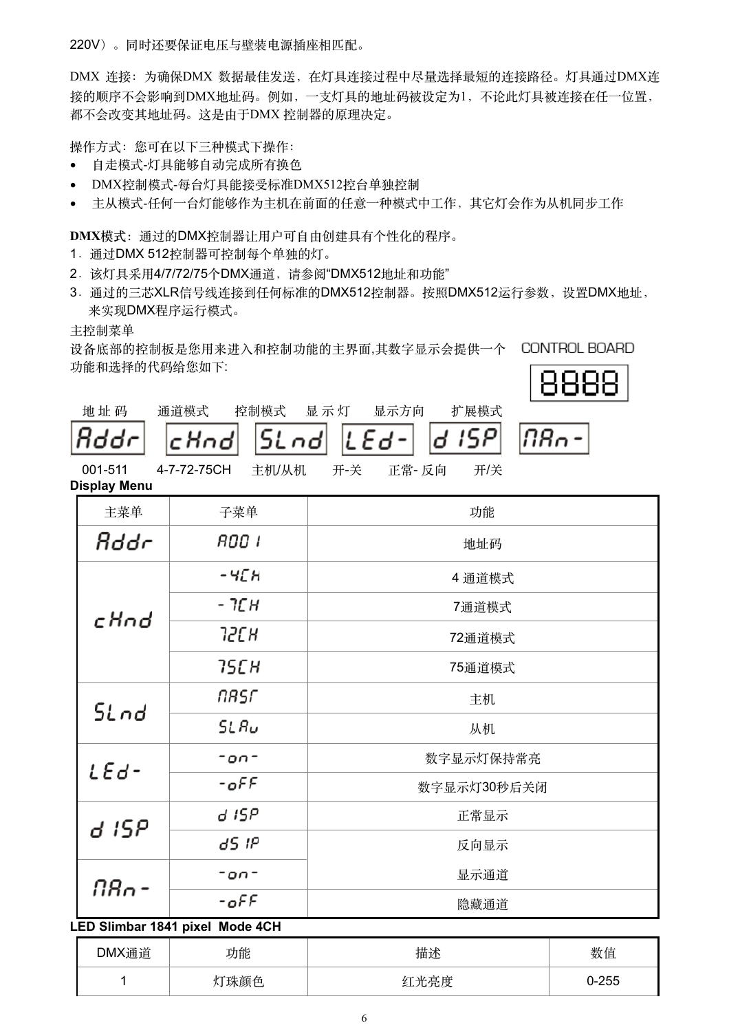220V）。同时还要保证电压与壁装电源插座相匹配。

DMX 连接：为确保DMX 数据最佳发送，在灯具连接过程中尽量选择最短的连接路径。灯具通过DMX连接的顺序不会影响到DMX地址码。例如，一支灯具的地址码被设定为1，不论此灯具被连接在任一位置，都不会改变其地址码。这是由于DMX 控制器的原理决定。

操作方式：您可在以下三种模式下操作：

- 自走模式-灯具能够自动完成所有换色
- DMX控制模式-每台灯具能接受标准DMX512控台单独控制
- 主从模式-任何一台灯能够作为主机在前面的任意一种模式中工作，其它灯会作为从机同步工作

**DMX模式**：通过的DMX控制器让用户可自由创建具有个性化的程序。

1．通过DMX 512控制器可控制每个单独的灯。
2．该灯具采用4/7/72/75个DMX通道，请参阅"DMX512地址和功能"
3．通过的三芯XLR信号线连接到任何标准的DMX512控制器。按照DMX512运行参数，设置DMX地址，来实现DMX程序运行模式。

主控制菜单

设备底部的控制板是您用来进入和控制功能的主界面,其数字显示会提供一个功能和选择的代码给您如下:

CONTROL BOARD

8888

| 地 址 码 | 通道模式 | 控制模式 | 显 示 灯 | 显示方向 | 扩展模式 |
|---|---|---|---|---|---|
| Addr | cHnd | SLnd | LEd- | d ISP | nAn- |
| 001-511 | 4-7-72-75CH | 主机/从机 | 开-关 | 正常- 反向 | 开/关 |

**Display Menu**

| 主菜单 | 子菜单 | 功能 |
|---|---|---|
| Addr | A00 I | 地址码 |
| cHnd | -4CH | 4 通道模式 |
| | -7CH | 7通道模式 |
| | 72CH | 72通道模式 |
| | 75CH | 75通道模式 |
| SLnd | nASr | 主机 |
| | SLAu | 从机 |
| LEd- | -on- | 数字显示灯保持常亮 |
| | -oFF | 数字显示灯30秒后关闭 |
| d ISP | d ISP | 正常显示 |
| | dS IP | 反向显示 |
| nAn- | -on- | 显示通道 |
| | -oFF | 隐藏通道 |

**LED Slimbar 1841 pixel Mode 4CH**

| DMX通道 | 功能 | 描述 | 数值 |
|---|---|---|---|
| 1 | 灯珠颜色 | 红光亮度 | 0-255 |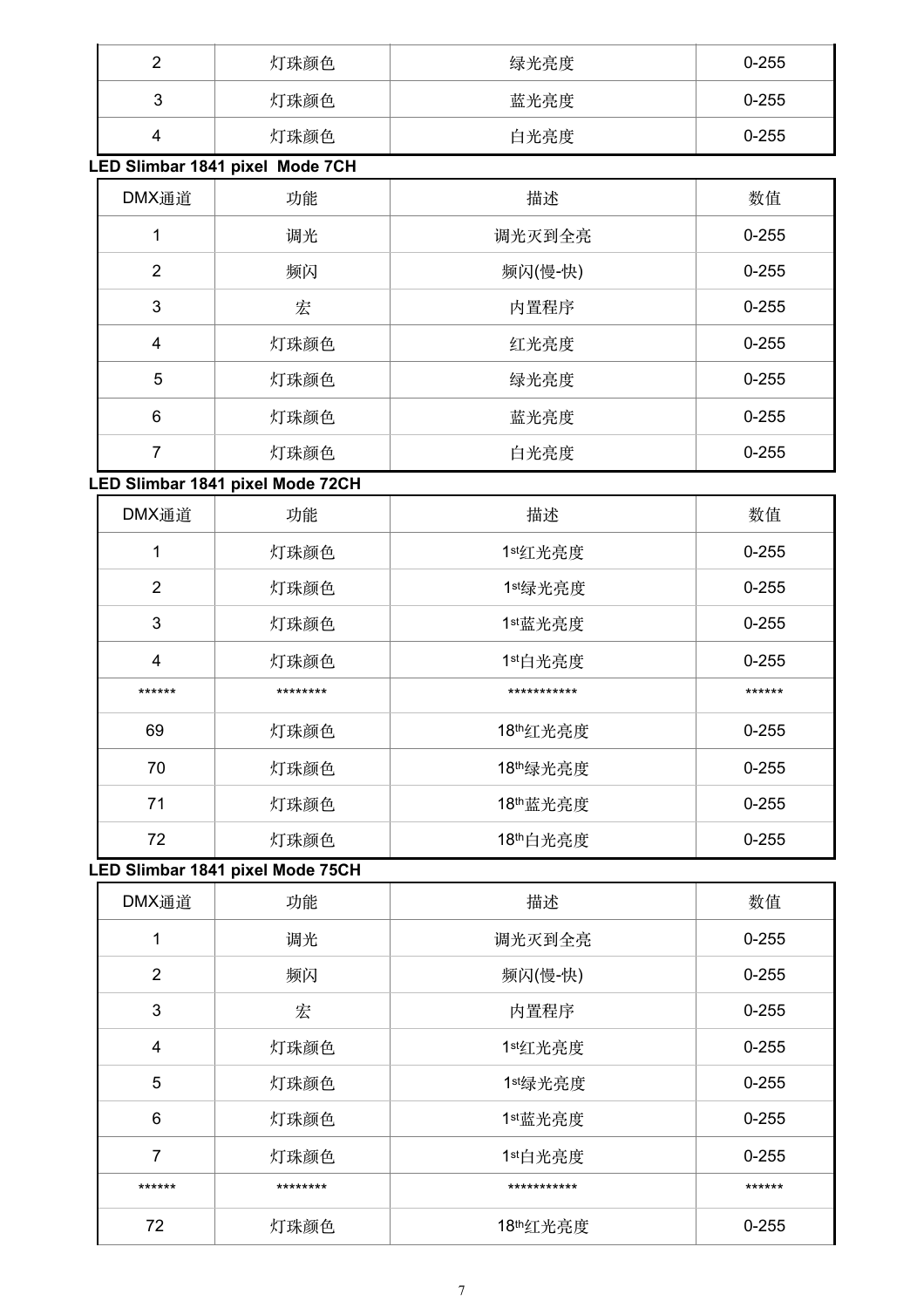| 2 | 灯珠颜色 | 绿光亮度 | 0-255 |
|---|---|---|---|
| 3 | 灯珠颜色 | 蓝光亮度 | 0-255 |
| 4 | 灯珠颜色 | 白光亮度 | 0-255 |

**LED Slimbar 1841 pixel Mode 7CH**

| DMX通道 | 功能 | 描述 | 数值 |
|---|---|---|---|
| 1 | 调光 | 调光灭到全亮 | 0-255 |
| 2 | 频闪 | 频闪(慢-快) | 0-255 |
| 3 | 宏 | 内置程序 | 0-255 |
| 4 | 灯珠颜色 | 红光亮度 | 0-255 |
| 5 | 灯珠颜色 | 绿光亮度 | 0-255 |
| 6 | 灯珠颜色 | 蓝光亮度 | 0-255 |
| 7 | 灯珠颜色 | 白光亮度 | 0-255 |

**LED Slimbar 1841 pixel Mode 72CH**

| DMX通道 | 功能 | 描述 | 数值 |
|---|---|---|---|
| 1 | 灯珠颜色 | 1st红光亮度 | 0-255 |
| 2 | 灯珠颜色 | 1st绿光亮度 | 0-255 |
| 3 | 灯珠颜色 | 1st蓝光亮度 | 0-255 |
| 4 | 灯珠颜色 | 1st白光亮度 | 0-255 |
| ****** | ******** | *********** | ****** |
| 69 | 灯珠颜色 | 18th红光亮度 | 0-255 |
| 70 | 灯珠颜色 | 18th绿光亮度 | 0-255 |
| 71 | 灯珠颜色 | 18th蓝光亮度 | 0-255 |
| 72 | 灯珠颜色 | 18th白光亮度 | 0-255 |

**LED Slimbar 1841 pixel Mode 75CH**

| DMX通道 | 功能 | 描述 | 数值 |
|---|---|---|---|
| 1 | 调光 | 调光灭到全亮 | 0-255 |
| 2 | 频闪 | 频闪(慢-快) | 0-255 |
| 3 | 宏 | 内置程序 | 0-255 |
| 4 | 灯珠颜色 | 1st红光亮度 | 0-255 |
| 5 | 灯珠颜色 | 1st绿光亮度 | 0-255 |
| 6 | 灯珠颜色 | 1st蓝光亮度 | 0-255 |
| 7 | 灯珠颜色 | 1st白光亮度 | 0-255 |
| ****** | ******** | *********** | ****** |
| 72 | 灯珠颜色 | 18th红光亮度 | 0-255 |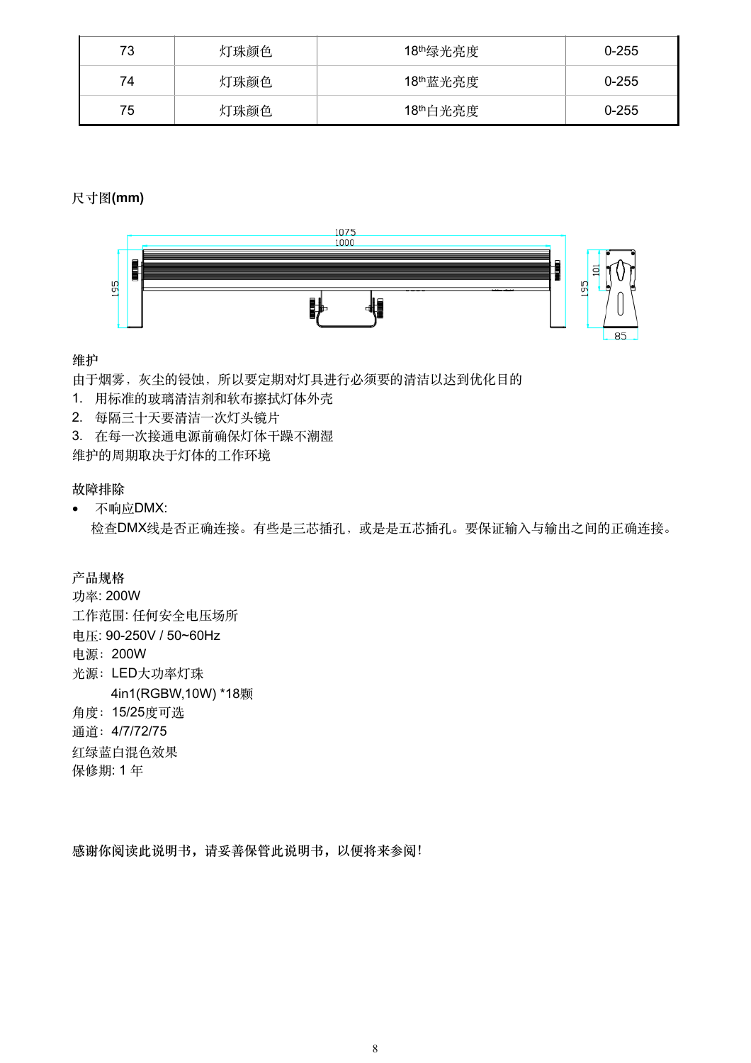| | | | |
|---|---|---|---|
| 73 | 灯珠颜色 | 18th绿光亮度 | 0-255 |
| 74 | 灯珠颜色 | 18th蓝光亮度 | 0-255 |
| 75 | 灯珠颜色 | 18th白光亮度 | 0-255 |

**尺寸图(mm)**

1075
1000
195
101
195
85

**维护**

由于烟雾、灰尘的锓蚀、所以要定期对灯具进行必须要的清洁以达到优化目的

1. 用标准的玻璃清洁剂和软布擦拭灯体外壳
2. 每隔三十天要清洁一次灯头镜片
3. 在每一次接通电源前确保灯体干躁不潮湿

维护的周期取决于灯体的工作环境

**故障排除**

- 不响应DMX:

  检查DMX线是否正确连接。有些是三芯插孔，或是是五芯插孔。要保证输入与输出之间的正确连接。

**产品规格**

功率: 200W
工作范围: 任何安全电压场所
电压: 90-250V / 50~60Hz
电源：200W
光源：LED大功率灯珠
　　4in1(RGBW,10W) *18颗
角度：15/25度可选
通道：4/7/72/75
红绿蓝白混色效果
保修期: 1 年

**感谢你阅读此说明书，请妥善保管此说明书，以便将来参阅!**